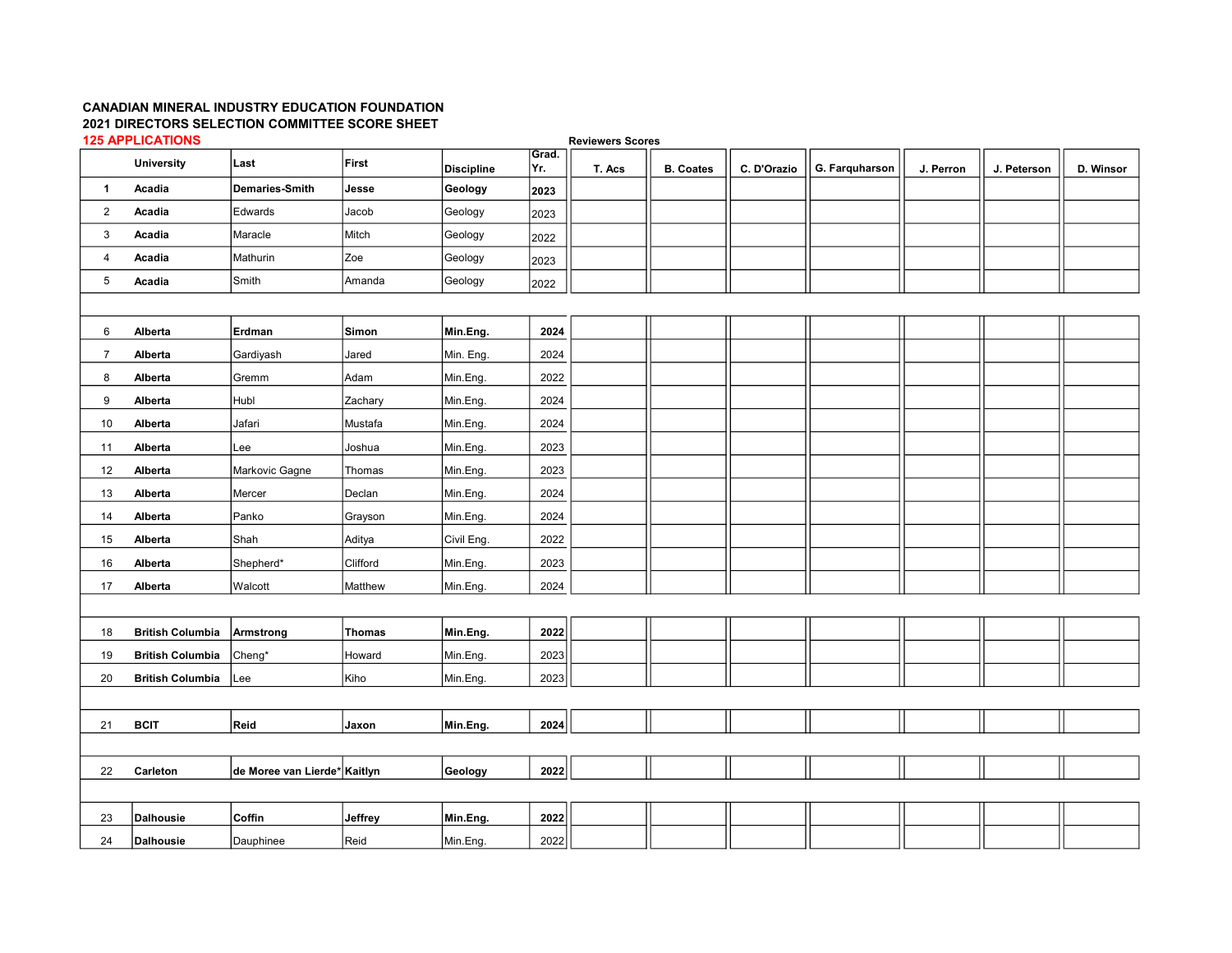**CANADIAN MINERAL INDUSTRY EDUCATION FOUNDATION**
**2021 DIRECTORS SELECTION COMMITTEE SCORE SHEET**
**125 APPLICATIONS**

| | University | Last | First | Discipline | Grad. Yr. | Reviewers Scores T. Acs | B. Coates | C. D'Orazio | G. Farquharson | J. Perron | J. Peterson | D. Winsor |
|---|---|---|---|---|---|---|---|---|---|---|---|---|
| **1** | **Acadia** | **Demaries-Smith** | **Jesse** | **Geology** | **2023** | | | | | | | |
| 2 | **Acadia** | Edwards | Jacob | Geology | 2023 | | | | | | | |
| 3 | **Acadia** | Maracle | Mitch | Geology | 2022 | | | | | | | |
| 4 | **Acadia** | Mathurin | Zoe | Geology | 2023 | | | | | | | |
| 5 | **Acadia** | Smith | Amanda | Geology | 2022 | | | | | | | |
| | | | | | | | | | | | | |
| 6 | **Alberta** | **Erdman** | **Simon** | **Min.Eng.** | **2024** | | | | | | | |
| 7 | **Alberta** | Gardiyash | Jared | Min. Eng. | 2024 | | | | | | | |
| 8 | **Alberta** | Gremm | Adam | Min.Eng. | 2022 | | | | | | | |
| 9 | **Alberta** | Hubl | Zachary | Min.Eng. | 2024 | | | | | | | |
| 10 | **Alberta** | Jafari | Mustafa | Min.Eng. | 2024 | | | | | | | |
| 11 | **Alberta** | Lee | Joshua | Min.Eng. | 2023 | | | | | | | |
| 12 | **Alberta** | Markovic Gagne | Thomas | Min.Eng. | 2023 | | | | | | | |
| 13 | **Alberta** | Mercer | Declan | Min.Eng. | 2024 | | | | | | | |
| 14 | **Alberta** | Panko | Grayson | Min.Eng. | 2024 | | | | | | | |
| 15 | **Alberta** | Shah | Aditya | Civil Eng. | 2022 | | | | | | | |
| 16 | **Alberta** | Shepherd* | Clifford | Min.Eng. | 2023 | | | | | | | |
| 17 | **Alberta** | Walcott | Matthew | Min.Eng. | 2024 | | | | | | | |
| | | | | | | | | | | | | |
| 18 | **British Columbia** | **Armstrong** | **Thomas** | **Min.Eng.** | **2022** | | | | | | | |
| 19 | **British Columbia** | Cheng* | Howard | Min.Eng. | 2023 | | | | | | | |
| 20 | **British Columbia** | Lee | Kiho | Min.Eng. | 2023 | | | | | | | |
| | | | | | | | | | | | | |
| 21 | **BCIT** | **Reid** | **Jaxon** | **Min.Eng.** | **2024** | | | | | | | |
| | | | | | | | | | | | | |
| 22 | **Carleton** | **de Moree van Lierde*** | **Kaitlyn** | **Geology** | **2022** | | | | | | | |
| | | | | | | | | | | | | |
| 23 | **Dalhousie** | **Coffin** | **Jeffrey** | **Min.Eng.** | **2022** | | | | | | | |
| 24 | **Dalhousie** | Dauphinee | Reid | Min.Eng. | 2022 | | | | | | | |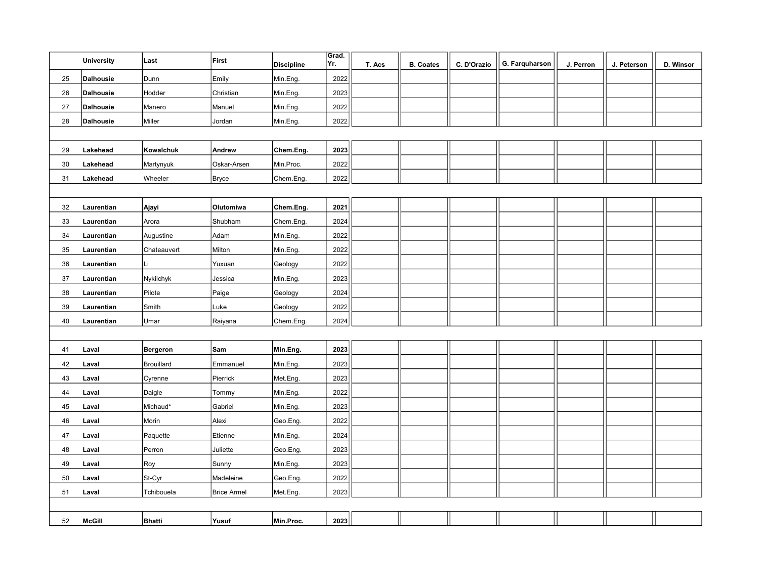| | University | Last | First | Discipline | Grad. Yr. | T. Acs | B. Coates | C. D'Orazio | G. Farquharson | J. Perron | J. Peterson | D. Winsor |
|---|---|---|---|---|---|---|---|---|---|---|---|---|
| 25 | **Dalhousie** | Dunn | Emily | Min.Eng. | 2022 | | | | | | | |
| 26 | **Dalhousie** | Hodder | Christian | Min.Eng. | 2023 | | | | | | | |
| 27 | **Dalhousie** | Manero | Manuel | Min.Eng. | 2022 | | | | | | | |
| 28 | **Dalhousie** | Miller | Jordan | Min.Eng. | 2022 | | | | | | | |
| | | | | | | | | | | | | |
| 29 | **Lakehead** | **Kowalchuk** | **Andrew** | **Chem.Eng.** | **2023** | | | | | | | |
| 30 | **Lakehead** | Martynyuk | Oskar-Arsen | Min.Proc. | 2022 | | | | | | | |
| 31 | **Lakehead** | Wheeler | Bryce | Chem.Eng. | 2022 | | | | | | | |
| | | | | | | | | | | | | |
| 32 | **Laurentian** | **Ajayi** | **Olutomiwa** | **Chem.Eng.** | **2021** | | | | | | | |
| 33 | **Laurentian** | Arora | Shubham | Chem.Eng. | 2024 | | | | | | | |
| 34 | **Laurentian** | Augustine | Adam | Min.Eng. | 2022 | | | | | | | |
| 35 | **Laurentian** | Chateauvert | Milton | Min.Eng. | 2022 | | | | | | | |
| 36 | **Laurentian** | Li | Yuxuan | Geology | 2022 | | | | | | | |
| 37 | **Laurentian** | Nykilchyk | Jessica | Min.Eng. | 2023 | | | | | | | |
| 38 | **Laurentian** | Pilote | Paige | Geology | 2024 | | | | | | | |
| 39 | **Laurentian** | Smith | Luke | Geology | 2022 | | | | | | | |
| 40 | **Laurentian** | Umar | Raiyana | Chem.Eng. | 2024 | | | | | | | |
| | | | | | | | | | | | | |
| 41 | **Laval** | **Bergeron** | **Sam** | **Min.Eng.** | **2023** | | | | | | | |
| 42 | **Laval** | Brouillard | Emmanuel | Min.Eng. | 2023 | | | | | | | |
| 43 | **Laval** | Cyrenne | Pierrick | Met.Eng. | 2023 | | | | | | | |
| 44 | **Laval** | Daigle | Tommy | Min.Eng. | 2022 | | | | | | | |
| 45 | **Laval** | Michaud* | Gabriel | Min.Eng. | 2023 | | | | | | | |
| 46 | **Laval** | Morin | Alexi | Geo.Eng. | 2022 | | | | | | | |
| 47 | **Laval** | Paquette | Etienne | Min.Eng. | 2024 | | | | | | | |
| 48 | **Laval** | Perron | Juliette | Geo.Eng. | 2023 | | | | | | | |
| 49 | **Laval** | Roy | Sunny | Min.Eng. | 2023 | | | | | | | |
| 50 | **Laval** | St-Cyr | Madeleine | Geo.Eng. | 2022 | | | | | | | |
| 51 | **Laval** | Tchibouela | Brice Armel | Met.Eng. | 2023 | | | | | | | |
| | | | | | | | | | | | | |
| 52 | **McGill** | **Bhatti** | **Yusuf** | **Min.Proc.** | **2023** | | | | | | | |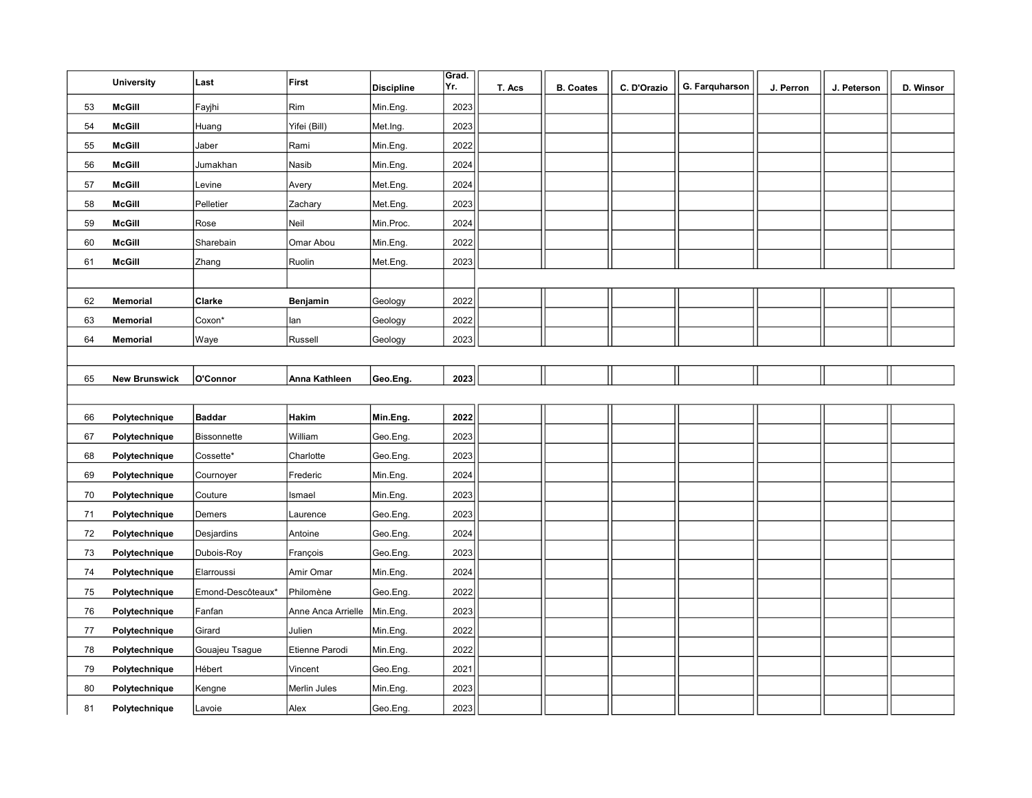|  | University | Last | First | Discipline | Grad. Yr. | T. Acs | B. Coates | C. D'Orazio | G. Farquharson | J. Perron | J. Peterson | D. Winsor |
|---|---|---|---|---|---|---|---|---|---|---|---|---|
| 53 | **McGill** | Fayjhi | Rim | Min.Eng. | 2023 | | | | | | | |
| 54 | **McGill** | Huang | Yifei (Bill) | Met.Ing. | 2023 | | | | | | | |
| 55 | **McGill** | Jaber | Rami | Min.Eng. | 2022 | | | | | | | |
| 56 | **McGill** | Jumakhan | Nasib | Min.Eng. | 2024 | | | | | | | |
| 57 | **McGill** | Levine | Avery | Met.Eng. | 2024 | | | | | | | |
| 58 | **McGill** | Pelletier | Zachary | Met.Eng. | 2023 | | | | | | | |
| 59 | **McGill** | Rose | Neil | Min.Proc. | 2024 | | | | | | | |
| 60 | **McGill** | Sharebain | Omar Abou | Min.Eng. | 2022 | | | | | | | |
| 61 | **McGill** | Zhang | Ruolin | Met.Eng. | 2023 | | | | | | | |
| | | | | | | | | | | | | |
| 62 | **Memorial** | **Clarke** | **Benjamin** | Geology | 2022 | | | | | | | |
| 63 | **Memorial** | Coxon* | Ian | Geology | 2022 | | | | | | | |
| 64 | **Memorial** | Waye | Russell | Geology | 2023 | | | | | | | |
| | | | | | | | | | | | | |
| 65 | **New Brunswick** | **O'Connor** | **Anna Kathleen** | **Geo.Eng.** | **2023** | | | | | | | |
| | | | | | | | | | | | | |
| 66 | **Polytechnique** | **Baddar** | **Hakim** | **Min.Eng.** | **2022** | | | | | | | |
| 67 | **Polytechnique** | Bissonnette | William | Geo.Eng. | 2023 | | | | | | | |
| 68 | **Polytechnique** | Cossette* | Charlotte | Geo.Eng. | 2023 | | | | | | | |
| 69 | **Polytechnique** | Cournoyer | Frederic | Min.Eng. | 2024 | | | | | | | |
| 70 | **Polytechnique** | Couture | Ismael | Min.Eng. | 2023 | | | | | | | |
| 71 | **Polytechnique** | Demers | Laurence | Geo.Eng. | 2023 | | | | | | | |
| 72 | **Polytechnique** | Desjardins | Antoine | Geo.Eng. | 2024 | | | | | | | |
| 73 | **Polytechnique** | Dubois-Roy | François | Geo.Eng. | 2023 | | | | | | | |
| 74 | **Polytechnique** | Elarroussi | Amir Omar | Min.Eng. | 2024 | | | | | | | |
| 75 | **Polytechnique** | Emond-Descôteaux* | Philomène | Geo.Eng. | 2022 | | | | | | | |
| 76 | **Polytechnique** | Fanfan | Anne Anca Arrielle | Min.Eng. | 2023 | | | | | | | |
| 77 | **Polytechnique** | Girard | Julien | Min.Eng. | 2022 | | | | | | | |
| 78 | **Polytechnique** | Gouajeu Tsague | Etienne Parodi | Min.Eng. | 2022 | | | | | | | |
| 79 | **Polytechnique** | Hébert | Vincent | Geo.Eng. | 2021 | | | | | | | |
| 80 | **Polytechnique** | Kengne | Merlin Jules | Min.Eng. | 2023 | | | | | | | |
| 81 | **Polytechnique** | Lavoie | Alex | Geo.Eng. | 2023 | | | | | | | |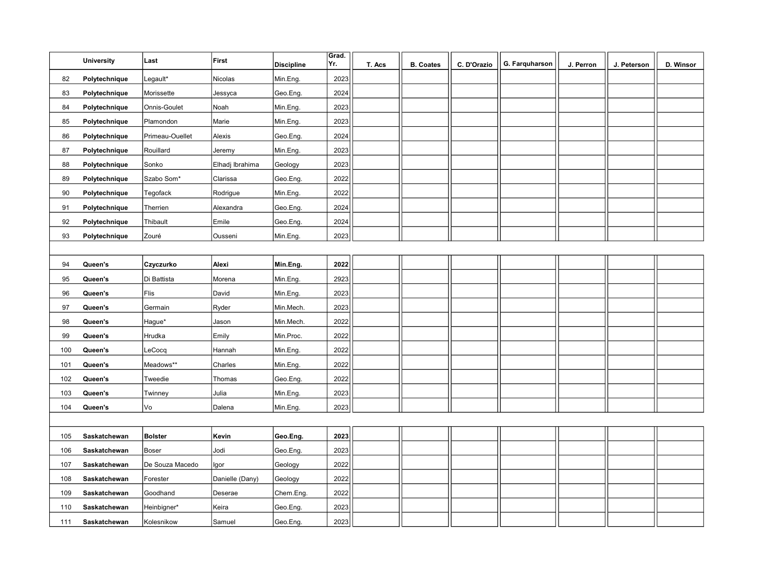| | University | Last | First | Discipline | Grad. Yr. | T. Acs | B. Coates | C. D'Orazio | G. Farquharson | J. Perron | J. Peterson | D. Winsor |
|---|---|---|---|---|---|---|---|---|---|---|---|---|
| 82 | **Polytechnique** | Legault* | Nicolas | Min.Eng. | 2023 | | | | | | | |
| 83 | **Polytechnique** | Morissette | Jessyca | Geo.Eng. | 2024 | | | | | | | |
| 84 | **Polytechnique** | Onnis-Goulet | Noah | Min.Eng. | 2023 | | | | | | | |
| 85 | **Polytechnique** | Plamondon | Marie | Min.Eng. | 2023 | | | | | | | |
| 86 | **Polytechnique** | Primeau-Ouellet | Alexis | Geo.Eng. | 2024 | | | | | | | |
| 87 | **Polytechnique** | Rouillard | Jeremy | Min.Eng. | 2023 | | | | | | | |
| 88 | **Polytechnique** | Sonko | Elhadj Ibrahima | Geology | 2023 | | | | | | | |
| 89 | **Polytechnique** | Szabo Som* | Clarissa | Geo.Eng. | 2022 | | | | | | | |
| 90 | **Polytechnique** | Tegofack | Rodrigue | Min.Eng. | 2022 | | | | | | | |
| 91 | **Polytechnique** | Therrien | Alexandra | Geo.Eng. | 2024 | | | | | | | |
| 92 | **Polytechnique** | Thibault | Emile | Geo.Eng. | 2024 | | | | | | | |
| 93 | **Polytechnique** | Zouré | Ousseni | Min.Eng. | 2023 | | | | | | | |
| | | | | | | | | | | | | |
| 94 | **Queen's** | **Czyczurko** | **Alexi** | **Min.Eng.** | **2022** | | | | | | | |
| 95 | **Queen's** | Di Battista | Morena | Min.Eng. | 2923 | | | | | | | |
| 96 | **Queen's** | Flis | David | Min.Eng. | 2023 | | | | | | | |
| 97 | **Queen's** | Germain | Ryder | Min.Mech. | 2023 | | | | | | | |
| 98 | **Queen's** | Hague* | Jason | Min.Mech. | 2022 | | | | | | | |
| 99 | **Queen's** | Hrudka | Emily | Min.Proc. | 2022 | | | | | | | |
| 100 | **Queen's** | LeCocq | Hannah | Min.Eng. | 2022 | | | | | | | |
| 101 | **Queen's** | Meadows** | Charles | Min.Eng. | 2022 | | | | | | | |
| 102 | **Queen's** | Tweedie | Thomas | Geo.Eng. | 2022 | | | | | | | |
| 103 | **Queen's** | Twinney | Julia | Min.Eng. | 2023 | | | | | | | |
| 104 | **Queen's** | Vo | Dalena | Min.Eng. | 2023 | | | | | | | |
| | | | | | | | | | | | | |
| 105 | **Saskatchewan** | **Bolster** | **Kevin** | **Geo.Eng.** | **2023** | | | | | | | |
| 106 | **Saskatchewan** | Boser | Jodi | Geo.Eng. | 2023 | | | | | | | |
| 107 | **Saskatchewan** | De Souza Macedo | Igor | Geology | 2022 | | | | | | | |
| 108 | **Saskatchewan** | Forester | Danielle (Dany) | Geology | 2022 | | | | | | | |
| 109 | **Saskatchewan** | Goodhand | Deserae | Chem.Eng. | 2022 | | | | | | | |
| 110 | **Saskatchewan** | Heinbigner* | Keira | Geo.Eng. | 2023 | | | | | | | |
| 111 | **Saskatchewan** | Kolesnikow | Samuel | Geo.Eng. | 2023 | | | | | | | |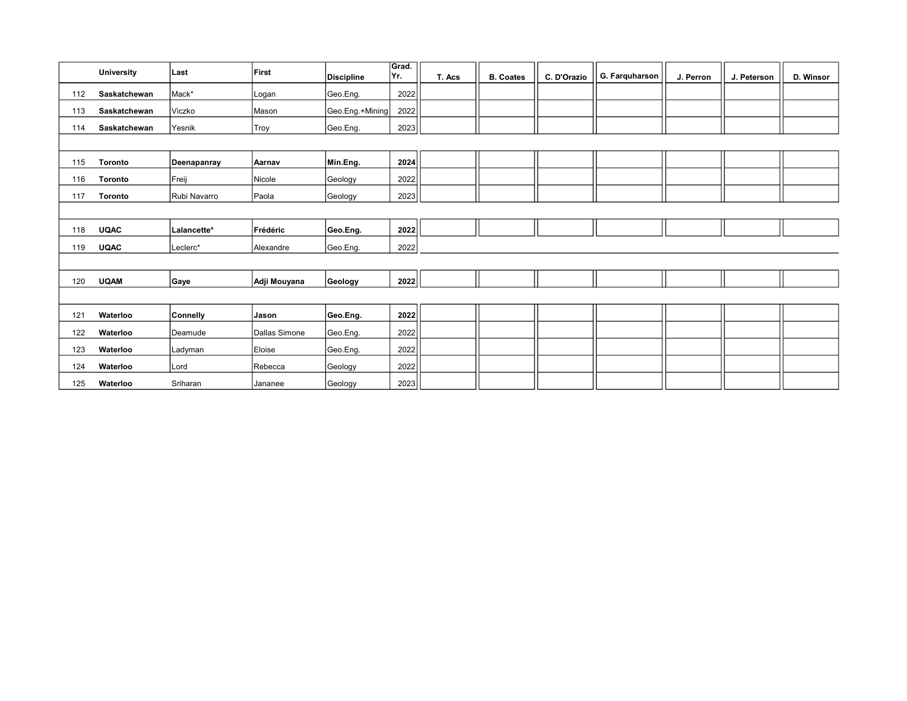| | University | Last | First | Discipline | Grad. Yr. | T. Acs | B. Coates | C. D'Orazio | G. Farquharson | J. Perron | J. Peterson | D. Winsor |
|---|---|---|---|---|---|---|---|---|---|---|---|---|
| 112 | **Saskatchewan** | Mack* | Logan | Geo.Eng. | 2022 | | | | | | | |
| 113 | **Saskatchewan** | Viczko | Mason | Geo.Eng.+Mining | 2022 | | | | | | | |
| 114 | **Saskatchewan** | Yesnik | Troy | Geo.Eng. | 2023 | | | | | | | |
| | | | | | | | | | | | | |
| 115 | **Toronto** | **Deenapanray** | **Aarnav** | **Min.Eng.** | **2024** | | | | | | | |
| 116 | **Toronto** | Freij | Nicole | Geology | 2022 | | | | | | | |
| 117 | **Toronto** | Rubi Navarro | Paola | Geology | 2023 | | | | | | | |
| | | | | | | | | | | | | |
| 118 | **UQAC** | **Lalancette*** | **Frédéric** | **Geo.Eng.** | **2022** | | | | | | | |
| 119 | **UQAC** | Leclerc* | Alexandre | Geo.Eng. | 2022 | | | | | | | |
| | | | | | | | | | | | | |
| 120 | **UQAM** | **Gaye** | **Adji Mouyana** | **Geology** | **2022** | | | | | | | |
| | | | | | | | | | | | | |
| 121 | **Waterloo** | **Connelly** | **Jason** | **Geo.Eng.** | **2022** | | | | | | | |
| 122 | **Waterloo** | Deamude | Dallas Simone | Geo.Eng. | 2022 | | | | | | | |
| 123 | **Waterloo** | Ladyman | Eloise | Geo.Eng. | 2022 | | | | | | | |
| 124 | **Waterloo** | Lord | Rebecca | Geology | 2022 | | | | | | | |
| 125 | **Waterloo** | Sriharan | Jananee | Geology | 2023 | | | | | | | |